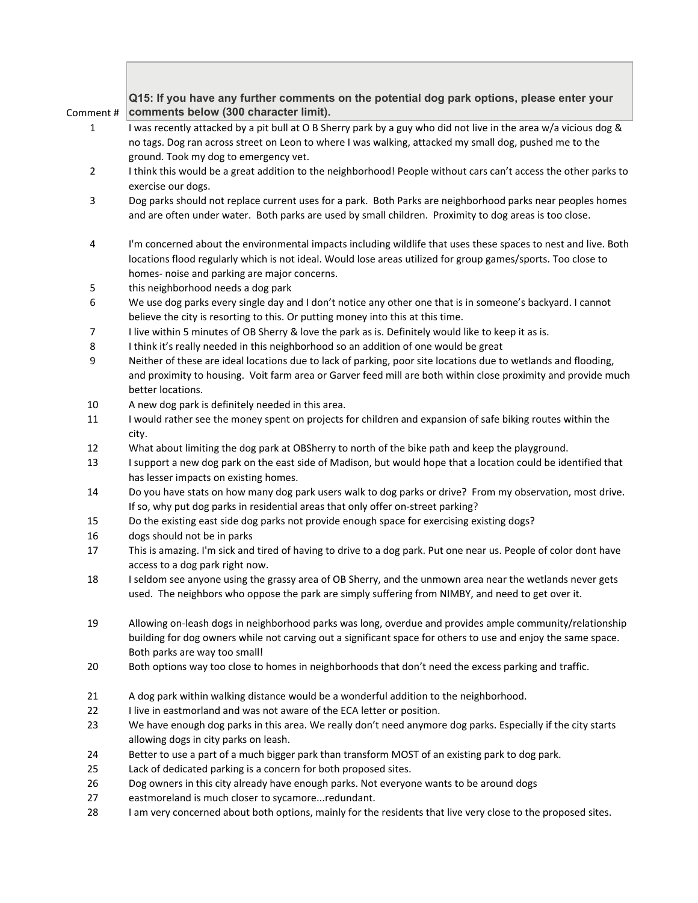| Comment # | Q15: If you have any further comments on the potential dog park options, please enter your comments below (300 character limit). |
|---|---|
| 1 | I was recently attacked by a pit bull at O B Sherry park by a guy who did not live in the area w/a vicious dog & no tags. Dog ran across street on Leon to where I was walking, attacked my small dog, pushed me to the ground. Took my dog to emergency vet. |
| 2 | I think this would be a great addition to the neighborhood! People without cars can't access the other parks to exercise our dogs. |
| 3 | Dog parks should not replace current uses for a park. Both Parks are neighborhood parks near peoples homes and are often under water. Both parks are used by small children. Proximity to dog areas is too close. |
| 4 | I'm concerned about the environmental impacts including wildlife that uses these spaces to nest and live. Both locations flood regularly which is not ideal. Would lose areas utilized for group games/sports. Too close to homes- noise and parking are major concerns. |
| 5 | this neighborhood needs a dog park |
| 6 | We use dog parks every single day and I don't notice any other one that is in someone's backyard. I cannot believe the city is resorting to this. Or putting money into this at this time. |
| 7 | I live within 5 minutes of OB Sherry & love the park as is. Definitely would like to keep it as is. |
| 8 | I think it's really needed in this neighborhood so an addition of one would be great |
| 9 | Neither of these are ideal locations due to lack of parking, poor site locations due to wetlands and flooding, and proximity to housing. Voit farm area or Garver feed mill are both within close proximity and provide much better locations. |
| 10 | A new dog park is definitely needed in this area. |
| 11 | I would rather see the money spent on projects for children and expansion of safe biking routes within the city. |
| 12 | What about limiting the dog park at OBSherry to north of the bike path and keep the playground. |
| 13 | I support a new dog park on the east side of Madison, but would hope that a location could be identified that has lesser impacts on existing homes. |
| 14 | Do you have stats on how many dog park users walk to dog parks or drive? From my observation, most drive. If so, why put dog parks in residential areas that only offer on-street parking? |
| 15 | Do the existing east side dog parks not provide enough space for exercising existing dogs? |
| 16 | dogs should not be in parks |
| 17 | This is amazing. I'm sick and tired of having to drive to a dog park. Put one near us. People of color dont have access to a dog park right now. |
| 18 | I seldom see anyone using the grassy area of OB Sherry, and the unmown area near the wetlands never gets used. The neighbors who oppose the park are simply suffering from NIMBY, and need to get over it. |
| 19 | Allowing on-leash dogs in neighborhood parks was long, overdue and provides ample community/relationship building for dog owners while not carving out a significant space for others to use and enjoy the same space. Both parks are way too small! |
| 20 | Both options way too close to homes in neighborhoods that don't need the excess parking and traffic. |
| 21 | A dog park within walking distance would be a wonderful addition to the neighborhood. |
| 22 | I live in eastmorland and was not aware of the ECA letter or position. |
| 23 | We have enough dog parks in this area. We really don't need anymore dog parks. Especially if the city starts allowing dogs in city parks on leash. |
| 24 | Better to use a part of a much bigger park than transform MOST of an existing park to dog park. |
| 25 | Lack of dedicated parking is a concern for both proposed sites. |
| 26 | Dog owners in this city already have enough parks. Not everyone wants to be around dogs |
| 27 | eastmoreland is much closer to sycamore...redundant. |
| 28 | I am very concerned about both options, mainly for the residents that live very close to the proposed sites. |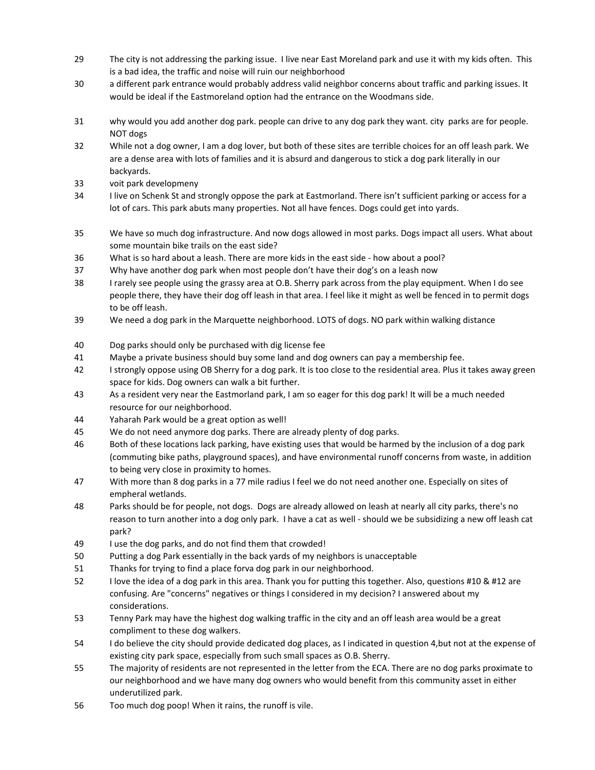| | |
|---|---|
| 29 | The city is not addressing the parking issue. I live near East Moreland park and use it with my kids often. This is a bad idea, the traffic and noise will ruin our neighborhood |
| 30 | a different park entrance would probably address valid neighbor concerns about traffic and parking issues. It would be ideal if the Eastmoreland option had the entrance on the Woodmans side. |
| 31 | why would you add another dog park. people can drive to any dog park they want. city parks are for people. NOT dogs |
| 32 | While not a dog owner, I am a dog lover, but both of these sites are terrible choices for an off leash park. We are a dense area with lots of families and it is absurd and dangerous to stick a dog park literally in our backyards. |
| 33 | voit park developmeny |
| 34 | I live on Schenk St and strongly oppose the park at Eastmorland. There isn't sufficient parking or access for a lot of cars. This park abuts many properties. Not all have fences. Dogs could get into yards. |
| 35 | We have so much dog infrastructure. And now dogs allowed in most parks. Dogs impact all users. What about some mountain bike trails on the east side? |
| 36 | What is so hard about a leash. There are more kids in the east side - how about a pool? |
| 37 | Why have another dog park when most people don't have their dog's on a leash now |
| 38 | I rarely see people using the grassy area at O.B. Sherry park across from the play equipment. When I do see people there, they have their dog off leash in that area. I feel like it might as well be fenced in to permit dogs to be off leash. |
| 39 | We need a dog park in the Marquette neighborhood. LOTS of dogs. NO park within walking distance |
| 40 | Dog parks should only be purchased with dig license fee |
| 41 | Maybe a private business should buy some land and dog owners can pay a membership fee. |
| 42 | I strongly oppose using OB Sherry for a dog park. It is too close to the residential area. Plus it takes away green space for kids. Dog owners can walk a bit further. |
| 43 | As a resident very near the Eastmorland park, I am so eager for this dog park! It will be a much needed resource for our neighborhood. |
| 44 | Yaharah Park would be a great option as well! |
| 45 | We do not need anymore dog parks. There are already plenty of dog parks. |
| 46 | Both of these locations lack parking, have existing uses that would be harmed by the inclusion of a dog park (commuting bike paths, playground spaces), and have environmental runoff concerns from waste, in addition to being very close in proximity to homes. |
| 47 | With more than 8 dog parks in a 77 mile radius I feel we do not need another one. Especially on sites of empheral wetlands. |
| 48 | Parks should be for people, not dogs. Dogs are already allowed on leash at nearly all city parks, there's no reason to turn another into a dog only park. I have a cat as well - should we be subsidizing a new off leash cat park? |
| 49 | I use the dog parks, and do not find them that crowded! |
| 50 | Putting a dog Park essentially in the back yards of my neighbors is unacceptable |
| 51 | Thanks for trying to find a place forva dog park in our neighborhood. |
| 52 | I love the idea of a dog park in this area. Thank you for putting this together. Also, questions #10 & #12 are confusing. Are "concerns" negatives or things I considered in my decision? I answered about my considerations. |
| 53 | Tenny Park may have the highest dog walking traffic in the city and an off leash area would be a great compliment to these dog walkers. |
| 54 | I do believe the city should provide dedicated dog places, as I indicated in question 4,but not at the expense of existing city park space, especially from such small spaces as O.B. Sherry. |
| 55 | The majority of residents are not represented in the letter from the ECA. There are no dog parks proximate to our neighborhood and we have many dog owners who would benefit from this community asset in either underutilized park. |
| 56 | Too much dog poop! When it rains, the runoff is vile. |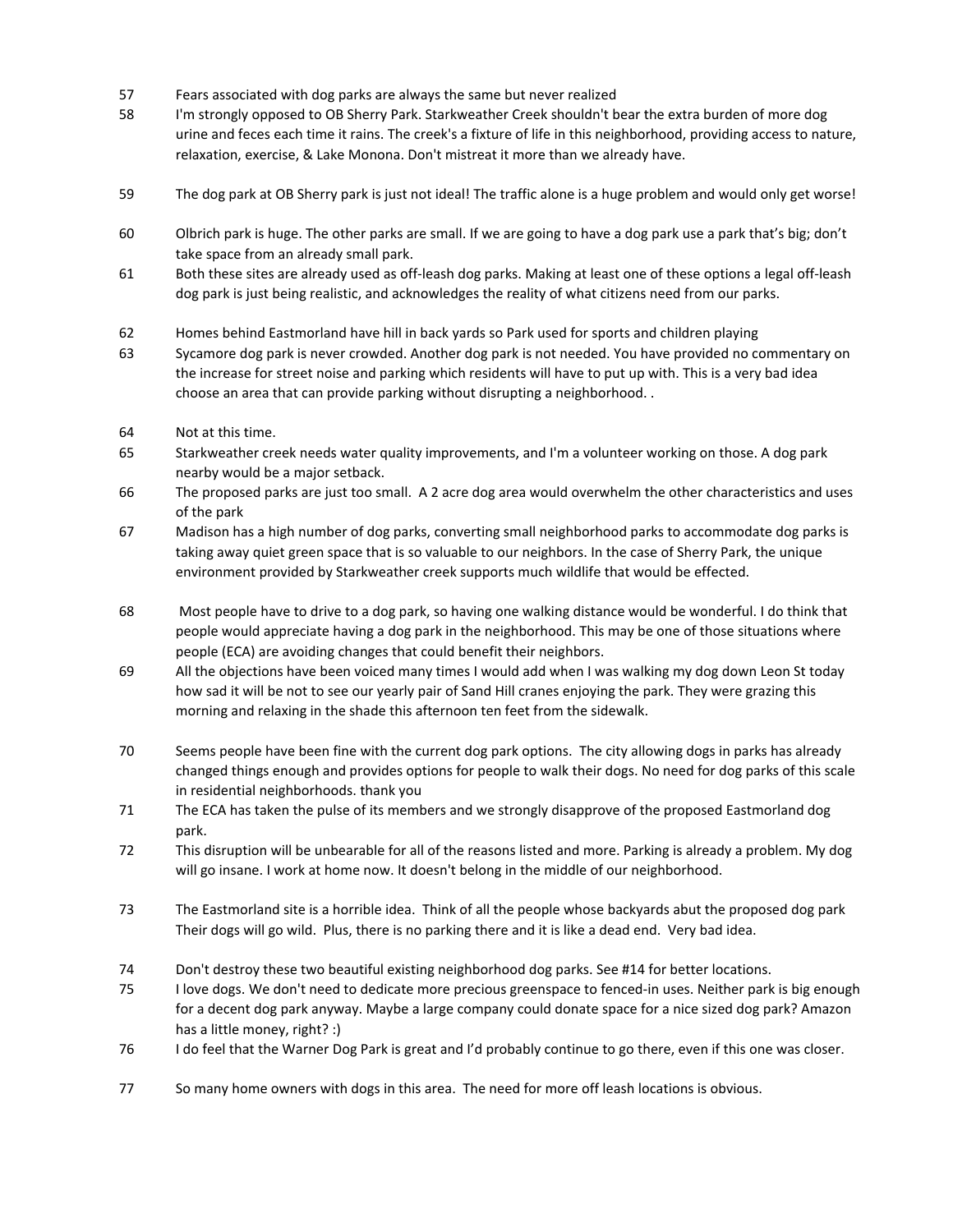57 Fears associated with dog parks are always the same but never realized

58 I'm strongly opposed to OB Sherry Park. Starkweather Creek shouldn't bear the extra burden of more dog urine and feces each time it rains. The creek's a fixture of life in this neighborhood, providing access to nature, relaxation, exercise, & Lake Monona. Don't mistreat it more than we already have.

59 The dog park at OB Sherry park is just not ideal! The traffic alone is a huge problem and would only get worse!

60 Olbrich park is huge. The other parks are small. If we are going to have a dog park use a park that's big; don't take space from an already small park.

61 Both these sites are already used as off-leash dog parks. Making at least one of these options a legal off-leash dog park is just being realistic, and acknowledges the reality of what citizens need from our parks.

62 Homes behind Eastmorland have hill in back yards so Park used for sports and children playing

63 Sycamore dog park is never crowded. Another dog park is not needed. You have provided no commentary on the increase for street noise and parking which residents will have to put up with. This is a very bad idea choose an area that can provide parking without disrupting a neighborhood. .

64 Not at this time.

65 Starkweather creek needs water quality improvements, and I'm a volunteer working on those. A dog park nearby would be a major setback.

66 The proposed parks are just too small. A 2 acre dog area would overwhelm the other characteristics and uses of the park

67 Madison has a high number of dog parks, converting small neighborhood parks to accommodate dog parks is taking away quiet green space that is so valuable to our neighbors. In the case of Sherry Park, the unique environment provided by Starkweather creek supports much wildlife that would be effected.

68 Most people have to drive to a dog park, so having one walking distance would be wonderful. I do think that people would appreciate having a dog park in the neighborhood. This may be one of those situations where people (ECA) are avoiding changes that could benefit their neighbors.

69 All the objections have been voiced many times I would add when I was walking my dog down Leon St today how sad it will be not to see our yearly pair of Sand Hill cranes enjoying the park. They were grazing this morning and relaxing in the shade this afternoon ten feet from the sidewalk.

70 Seems people have been fine with the current dog park options. The city allowing dogs in parks has already changed things enough and provides options for people to walk their dogs. No need for dog parks of this scale in residential neighborhoods. thank you

71 The ECA has taken the pulse of its members and we strongly disapprove of the proposed Eastmorland dog park.

72 This disruption will be unbearable for all of the reasons listed and more. Parking is already a problem. My dog will go insane. I work at home now. It doesn't belong in the middle of our neighborhood.

73 The Eastmorland site is a horrible idea. Think of all the people whose backyards abut the proposed dog park Their dogs will go wild. Plus, there is no parking there and it is like a dead end. Very bad idea.

74 Don't destroy these two beautiful existing neighborhood dog parks. See #14 for better locations.

75 I love dogs. We don't need to dedicate more precious greenspace to fenced-in uses. Neither park is big enough for a decent dog park anyway. Maybe a large company could donate space for a nice sized dog park? Amazon has a little money, right? :)

76 I do feel that the Warner Dog Park is great and I'd probably continue to go there, even if this one was closer.

77 So many home owners with dogs in this area. The need for more off leash locations is obvious.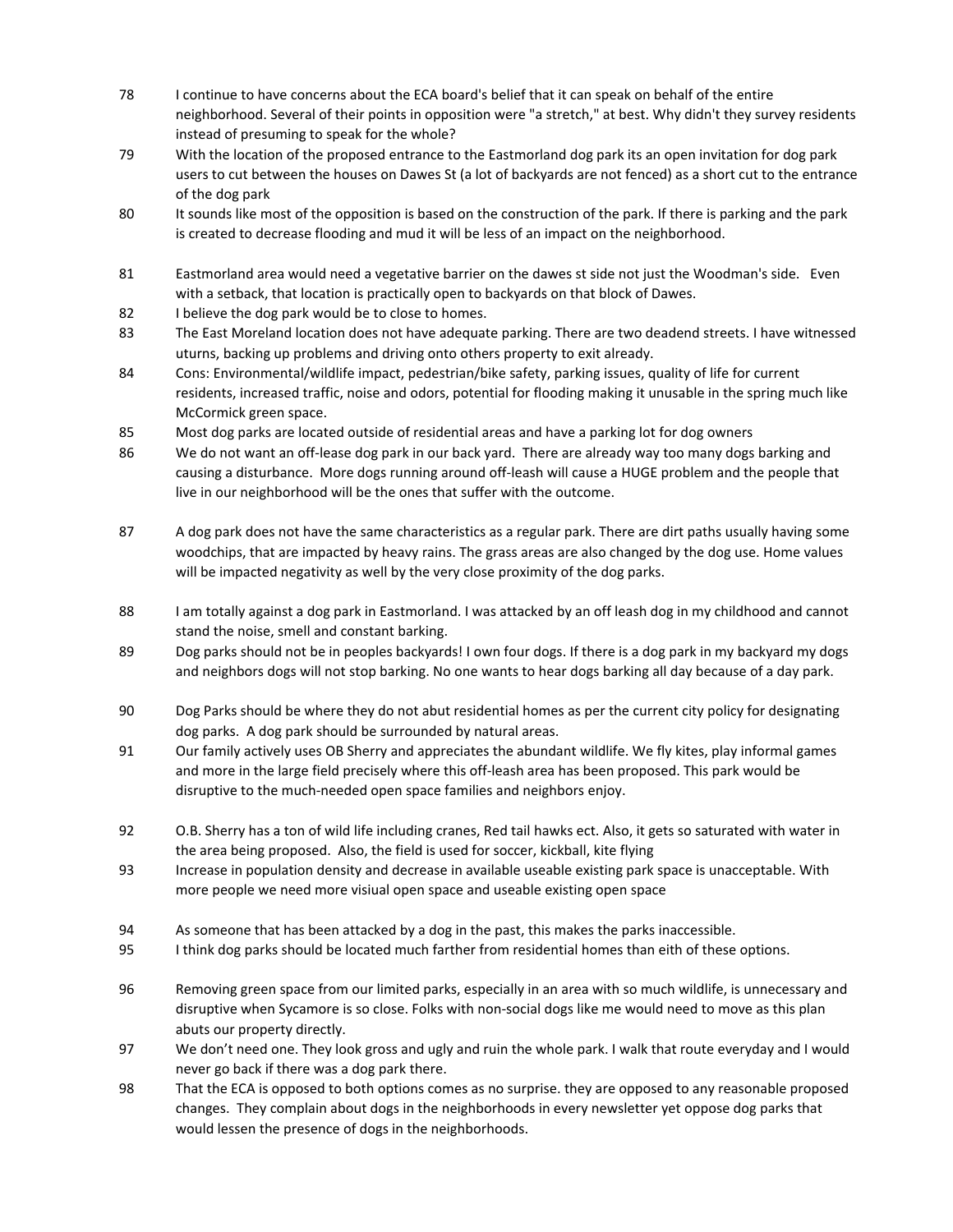| | |
|---|---|
| 78 | I continue to have concerns about the ECA board's belief that it can speak on behalf of the entire neighborhood. Several of their points in opposition were "a stretch," at best. Why didn't they survey residents instead of presuming to speak for the whole? |
| 79 | With the location of the proposed entrance to the Eastmorland dog park its an open invitation for dog park users to cut between the houses on Dawes St (a lot of backyards are not fenced) as a short cut to the entrance of the dog park |
| 80 | It sounds like most of the opposition is based on the construction of the park. If there is parking and the park is created to decrease flooding and mud it will be less of an impact on the neighborhood. |
| 81 | Eastmorland area would need a vegetative barrier on the dawes st side not just the Woodman's side. Even with a setback, that location is practically open to backyards on that block of Dawes. |
| 82 | I believe the dog park would be to close to homes. |
| 83 | The East Moreland location does not have adequate parking. There are two deadend streets. I have witnessed uturns, backing up problems and driving onto others property to exit already. |
| 84 | Cons: Environmental/wildlife impact, pedestrian/bike safety, parking issues, quality of life for current residents, increased traffic, noise and odors, potential for flooding making it unusable in the spring much like McCormick green space. |
| 85 | Most dog parks are located outside of residential areas and have a parking lot for dog owners |
| 86 | We do not want an off-lease dog park in our back yard. There are already way too many dogs barking and causing a disturbance. More dogs running around off-leash will cause a HUGE problem and the people that live in our neighborhood will be the ones that suffer with the outcome. |
| 87 | A dog park does not have the same characteristics as a regular park. There are dirt paths usually having some woodchips, that are impacted by heavy rains. The grass areas are also changed by the dog use. Home values will be impacted negativity as well by the very close proximity of the dog parks. |
| 88 | I am totally against a dog park in Eastmorland. I was attacked by an off leash dog in my childhood and cannot stand the noise, smell and constant barking. |
| 89 | Dog parks should not be in peoples backyards! I own four dogs. If there is a dog park in my backyard my dogs and neighbors dogs will not stop barking. No one wants to hear dogs barking all day because of a day park. |
| 90 | Dog Parks should be where they do not abut residential homes as per the current city policy for designating dog parks. A dog park should be surrounded by natural areas. |
| 91 | Our family actively uses OB Sherry and appreciates the abundant wildlife. We fly kites, play informal games and more in the large field precisely where this off-leash area has been proposed. This park would be disruptive to the much-needed open space families and neighbors enjoy. |
| 92 | O.B. Sherry has a ton of wild life including cranes, Red tail hawks ect. Also, it gets so saturated with water in the area being proposed. Also, the field is used for soccer, kickball, kite flying |
| 93 | Increase in population density and decrease in available useable existing park space is unacceptable. With more people we need more visiual open space and useable existing open space |
| 94 | As someone that has been attacked by a dog in the past, this makes the parks inaccessible. |
| 95 | I think dog parks should be located much farther from residential homes than eith of these options. |
| 96 | Removing green space from our limited parks, especially in an area with so much wildlife, is unnecessary and disruptive when Sycamore is so close. Folks with non-social dogs like me would need to move as this plan abuts our property directly. |
| 97 | We don't need one. They look gross and ugly and ruin the whole park. I walk that route everyday and I would never go back if there was a dog park there. |
| 98 | That the ECA is opposed to both options comes as no surprise. they are opposed to any reasonable proposed changes. They complain about dogs in the neighborhoods in every newsletter yet oppose dog parks that would lessen the presence of dogs in the neighborhoods. |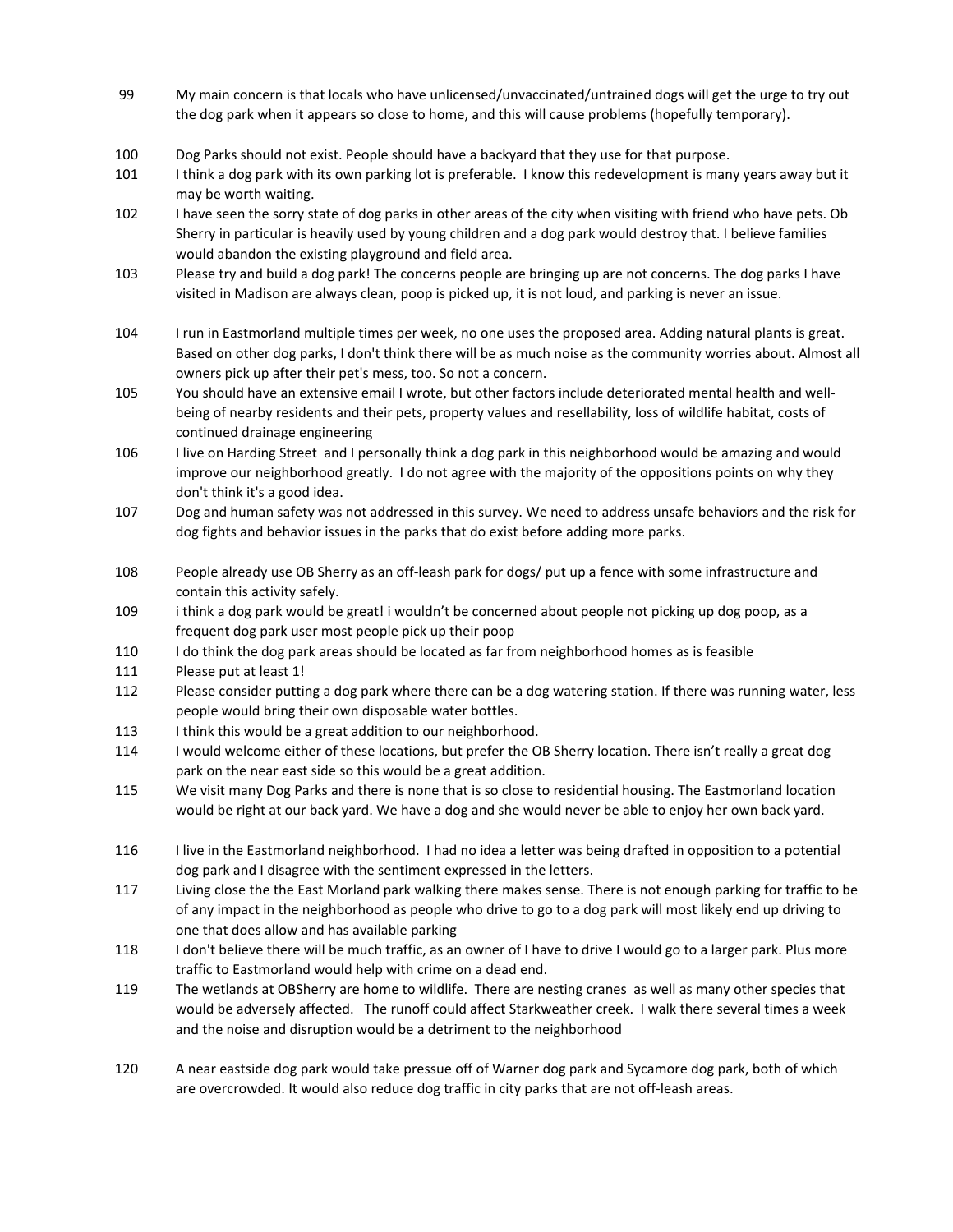| | |
|---|---|
| 99 | My main concern is that locals who have unlicensed/unvaccinated/untrained dogs will get the urge to try out the dog park when it appears so close to home, and this will cause problems (hopefully temporary). |
| 100 | Dog Parks should not exist. People should have a backyard that they use for that purpose. |
| 101 | I think a dog park with its own parking lot is preferable. I know this redevelopment is many years away but it may be worth waiting. |
| 102 | I have seen the sorry state of dog parks in other areas of the city when visiting with friend who have pets. Ob Sherry in particular is heavily used by young children and a dog park would destroy that. I believe families would abandon the existing playground and field area. |
| 103 | Please try and build a dog park! The concerns people are bringing up are not concerns. The dog parks I have visited in Madison are always clean, poop is picked up, it is not loud, and parking is never an issue. |
| 104 | I run in Eastmorland multiple times per week, no one uses the proposed area. Adding natural plants is great. Based on other dog parks, I don't think there will be as much noise as the community worries about. Almost all owners pick up after their pet's mess, too. So not a concern. |
| 105 | You should have an extensive email I wrote, but other factors include deteriorated mental health and well-being of nearby residents and their pets, property values and resellability, loss of wildlife habitat, costs of continued drainage engineering |
| 106 | I live on Harding Street and I personally think a dog park in this neighborhood would be amazing and would improve our neighborhood greatly. I do not agree with the majority of the oppositions points on why they don't think it's a good idea. |
| 107 | Dog and human safety was not addressed in this survey. We need to address unsafe behaviors and the risk for dog fights and behavior issues in the parks that do exist before adding more parks. |
| 108 | People already use OB Sherry as an off-leash park for dogs/ put up a fence with some infrastructure and contain this activity safely. |
| 109 | i think a dog park would be great! i wouldn't be concerned about people not picking up dog poop, as a frequent dog park user most people pick up their poop |
| 110 | I do think the dog park areas should be located as far from neighborhood homes as is feasible |
| 111 | Please put at least 1! |
| 112 | Please consider putting a dog park where there can be a dog watering station. If there was running water, less people would bring their own disposable water bottles. |
| 113 | I think this would be a great addition to our neighborhood. |
| 114 | I would welcome either of these locations, but prefer the OB Sherry location. There isn't really a great dog park on the near east side so this would be a great addition. |
| 115 | We visit many Dog Parks and there is none that is so close to residential housing. The Eastmorland location would be right at our back yard. We have a dog and she would never be able to enjoy her own back yard. |
| 116 | I live in the Eastmorland neighborhood. I had no idea a letter was being drafted in opposition to a potential dog park and I disagree with the sentiment expressed in the letters. |
| 117 | Living close the the East Morland park walking there makes sense. There is not enough parking for traffic to be of any impact in the neighborhood as people who drive to go to a dog park will most likely end up driving to one that does allow and has available parking |
| 118 | I don't believe there will be much traffic, as an owner of I have to drive I would go to a larger park. Plus more traffic to Eastmorland would help with crime on a dead end. |
| 119 | The wetlands at OBSherry are home to wildlife. There are nesting cranes as well as many other species that would be adversely affected. The runoff could affect Starkweather creek. I walk there several times a week and the noise and disruption would be a detriment to the neighborhood |
| 120 | A near eastside dog park would take pressue off of Warner dog park and Sycamore dog park, both of which are overcrowded. It would also reduce dog traffic in city parks that are not off-leash areas. |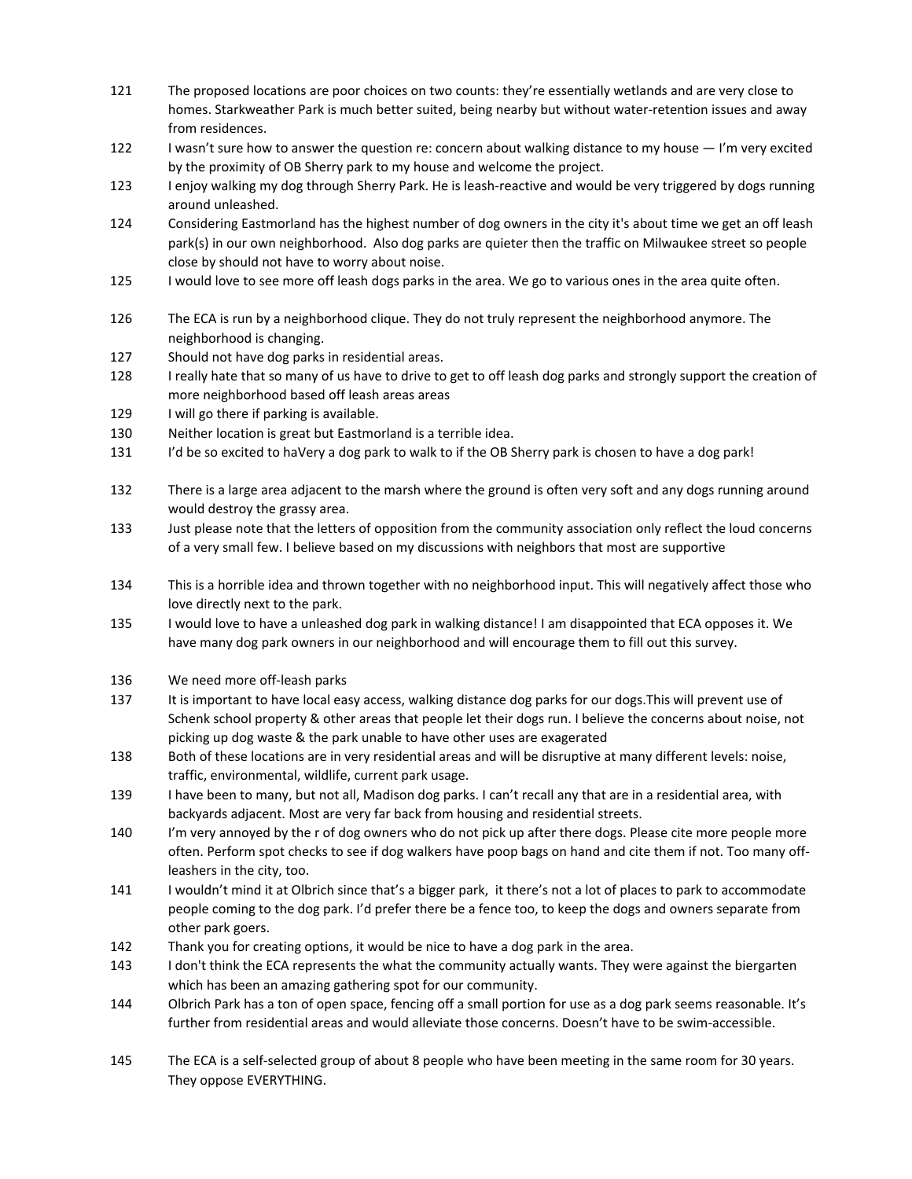| | |
|---|---|
| 121 | The proposed locations are poor choices on two counts: they're essentially wetlands and are very close to homes. Starkweather Park is much better suited, being nearby but without water-retention issues and away from residences. |
| 122 | I wasn't sure how to answer the question re: concern about walking distance to my house — I'm very excited by the proximity of OB Sherry park to my house and welcome the project. |
| 123 | I enjoy walking my dog through Sherry Park. He is leash-reactive and would be very triggered by dogs running around unleashed. |
| 124 | Considering Eastmorland has the highest number of dog owners in the city it's about time we get an off leash park(s) in our own neighborhood. Also dog parks are quieter then the traffic on Milwaukee street so people close by should not have to worry about noise. |
| 125 | I would love to see more off leash dogs parks in the area. We go to various ones in the area quite often. |
| 126 | The ECA is run by a neighborhood clique. They do not truly represent the neighborhood anymore. The neighborhood is changing. |
| 127 | Should not have dog parks in residential areas. |
| 128 | I really hate that so many of us have to drive to get to off leash dog parks and strongly support the creation of more neighborhood based off leash areas areas |
| 129 | I will go there if parking is available. |
| 130 | Neither location is great but Eastmorland is a terrible idea. |
| 131 | I'd be so excited to haVery a dog park to walk to if the OB Sherry park is chosen to have a dog park! |
| 132 | There is a large area adjacent to the marsh where the ground is often very soft and any dogs running around would destroy the grassy area. |
| 133 | Just please note that the letters of opposition from the community association only reflect the loud concerns of a very small few. I believe based on my discussions with neighbors that most are supportive |
| 134 | This is a horrible idea and thrown together with no neighborhood input. This will negatively affect those who love directly next to the park. |
| 135 | I would love to have a unleashed dog park in walking distance! I am disappointed that ECA opposes it. We have many dog park owners in our neighborhood and will encourage them to fill out this survey. |
| 136 | We need more off-leash parks |
| 137 | It is important to have local easy access, walking distance dog parks for our dogs.This will prevent use of Schenk school property & other areas that people let their dogs run. I believe the concerns about noise, not picking up dog waste & the park unable to have other uses are exagerated |
| 138 | Both of these locations are in very residential areas and will be disruptive at many different levels: noise, traffic, environmental, wildlife, current park usage. |
| 139 | I have been to many, but not all, Madison dog parks. I can't recall any that are in a residential area, with backyards adjacent. Most are very far back from housing and residential streets. |
| 140 | I'm very annoyed by the r of dog owners who do not pick up after there dogs. Please cite more people more often. Perform spot checks to see if dog walkers have poop bags on hand and cite them if not. Too many off-leashers in the city, too. |
| 141 | I wouldn't mind it at Olbrich since that's a bigger park, it there's not a lot of places to park to accommodate people coming to the dog park. I'd prefer there be a fence too, to keep the dogs and owners separate from other park goers. |
| 142 | Thank you for creating options, it would be nice to have a dog park in the area. |
| 143 | I don't think the ECA represents the what the community actually wants. They were against the biergarten which has been an amazing gathering spot for our community. |
| 144 | Olbrich Park has a ton of open space, fencing off a small portion for use as a dog park seems reasonable. It's further from residential areas and would alleviate those concerns. Doesn't have to be swim-accessible. |
| 145 | The ECA is a self-selected group of about 8 people who have been meeting in the same room for 30 years. They oppose EVERYTHING. |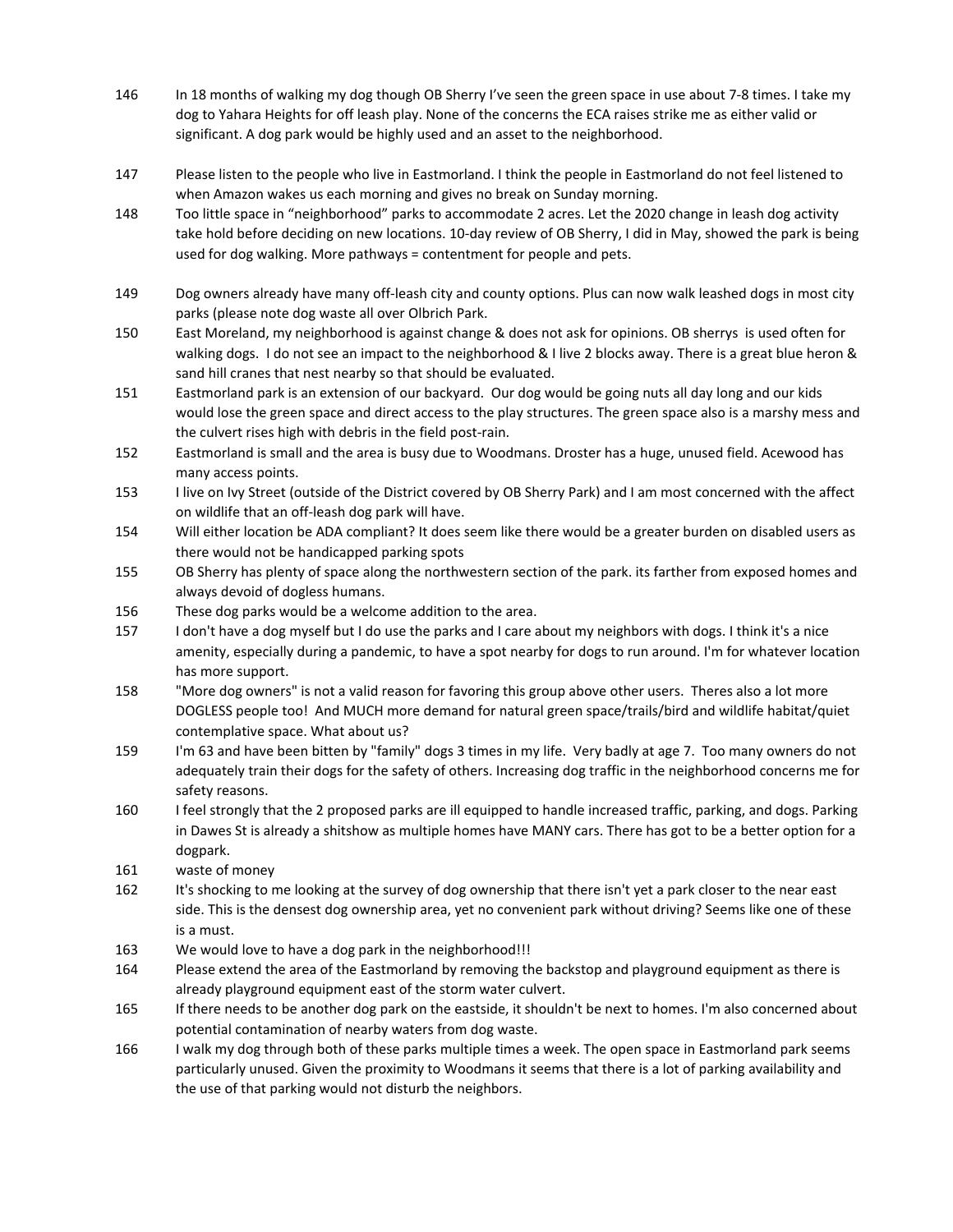| | |
|---|---|
| 146 | In 18 months of walking my dog though OB Sherry I've seen the green space in use about 7-8 times. I take my dog to Yahara Heights for off leash play. None of the concerns the ECA raises strike me as either valid or significant. A dog park would be highly used and an asset to the neighborhood. |
| 147 | Please listen to the people who live in Eastmorland. I think the people in Eastmorland do not feel listened to when Amazon wakes us each morning and gives no break on Sunday morning. |
| 148 | Too little space in "neighborhood" parks to accommodate 2 acres. Let the 2020 change in leash dog activity take hold before deciding on new locations. 10-day review of OB Sherry, I did in May, showed the park is being used for dog walking. More pathways = contentment for people and pets. |
| 149 | Dog owners already have many off-leash city and county options. Plus can now walk leashed dogs in most city parks (please note dog waste all over Olbrich Park. |
| 150 | East Moreland, my neighborhood is against change & does not ask for opinions. OB sherrys is used often for walking dogs. I do not see an impact to the neighborhood & I live 2 blocks away. There is a great blue heron & sand hill cranes that nest nearby so that should be evaluated. |
| 151 | Eastmorland park is an extension of our backyard. Our dog would be going nuts all day long and our kids would lose the green space and direct access to the play structures. The green space also is a marshy mess and the culvert rises high with debris in the field post-rain. |
| 152 | Eastmorland is small and the area is busy due to Woodmans. Droster has a huge, unused field. Acewood has many access points. |
| 153 | I live on Ivy Street (outside of the District covered by OB Sherry Park) and I am most concerned with the affect on wildlife that an off-leash dog park will have. |
| 154 | Will either location be ADA compliant? It does seem like there would be a greater burden on disabled users as there would not be handicapped parking spots |
| 155 | OB Sherry has plenty of space along the northwestern section of the park. its farther from exposed homes and always devoid of dogless humans. |
| 156 | These dog parks would be a welcome addition to the area. |
| 157 | I don't have a dog myself but I do use the parks and I care about my neighbors with dogs. I think it's a nice amenity, especially during a pandemic, to have a spot nearby for dogs to run around. I'm for whatever location has more support. |
| 158 | "More dog owners" is not a valid reason for favoring this group above other users. Theres also a lot more DOGLESS people too! And MUCH more demand for natural green space/trails/bird and wildlife habitat/quiet contemplative space. What about us? |
| 159 | I'm 63 and have been bitten by "family" dogs 3 times in my life. Very badly at age 7. Too many owners do not adequately train their dogs for the safety of others. Increasing dog traffic in the neighborhood concerns me for safety reasons. |
| 160 | I feel strongly that the 2 proposed parks are ill equipped to handle increased traffic, parking, and dogs. Parking in Dawes St is already a shitshow as multiple homes have MANY cars. There has got to be a better option for a dogpark. |
| 161 | waste of money |
| 162 | It's shocking to me looking at the survey of dog ownership that there isn't yet a park closer to the near east side. This is the densest dog ownership area, yet no convenient park without driving? Seems like one of these is a must. |
| 163 | We would love to have a dog park in the neighborhood!!! |
| 164 | Please extend the area of the Eastmorland by removing the backstop and playground equipment as there is already playground equipment east of the storm water culvert. |
| 165 | If there needs to be another dog park on the eastside, it shouldn't be next to homes. I'm also concerned about potential contamination of nearby waters from dog waste. |
| 166 | I walk my dog through both of these parks multiple times a week. The open space in Eastmorland park seems particularly unused. Given the proximity to Woodmans it seems that there is a lot of parking availability and the use of that parking would not disturb the neighbors. |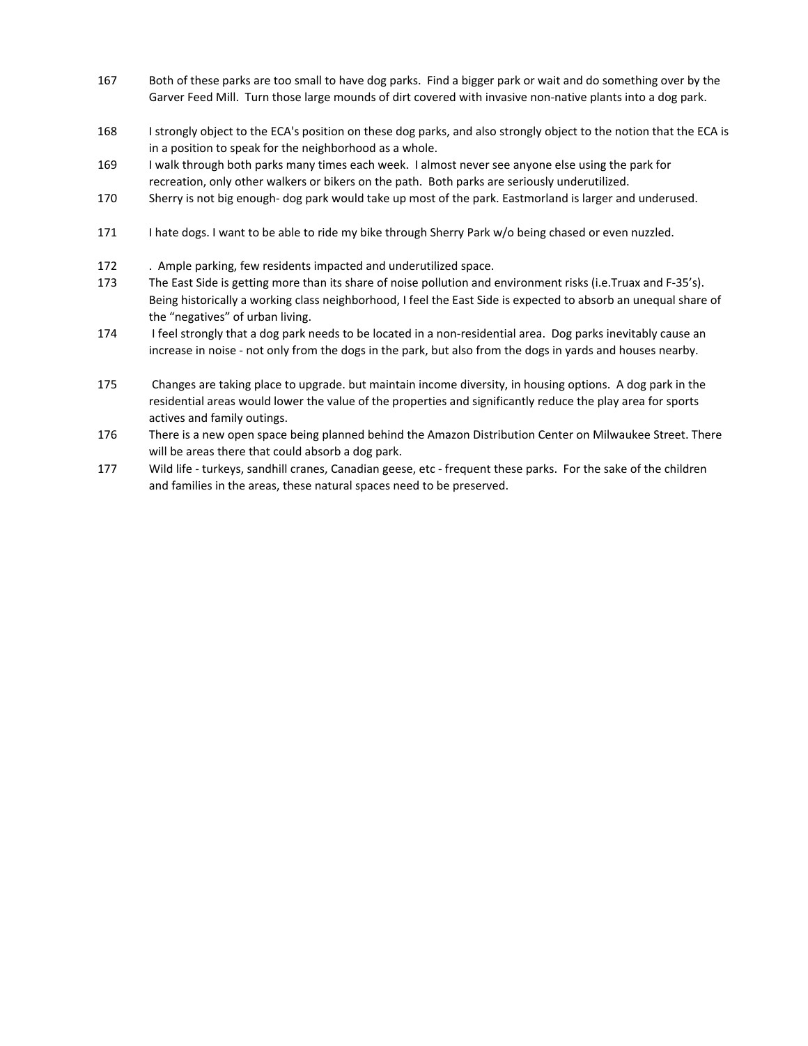| | |
|---|---|
| 167 | Both of these parks are too small to have dog parks. Find a bigger park or wait and do something over by the Garver Feed Mill. Turn those large mounds of dirt covered with invasive non-native plants into a dog park. |
| 168 | I strongly object to the ECA's position on these dog parks, and also strongly object to the notion that the ECA is in a position to speak for the neighborhood as a whole. |
| 169 | I walk through both parks many times each week. I almost never see anyone else using the park for recreation, only other walkers or bikers on the path. Both parks are seriously underutilized. |
| 170 | Sherry is not big enough- dog park would take up most of the park. Eastmorland is larger and underused. |
| 171 | I hate dogs. I want to be able to ride my bike through Sherry Park w/o being chased or even nuzzled. |
| 172 | . Ample parking, few residents impacted and underutilized space. |
| 173 | The East Side is getting more than its share of noise pollution and environment risks (i.e.Truax and F-35's). Being historically a working class neighborhood, I feel the East Side is expected to absorb an unequal share of the "negatives" of urban living. |
| 174 | I feel strongly that a dog park needs to be located in a non-residential area. Dog parks inevitably cause an increase in noise - not only from the dogs in the park, but also from the dogs in yards and houses nearby. |
| 175 | Changes are taking place to upgrade. but maintain income diversity, in housing options. A dog park in the residential areas would lower the value of the properties and significantly reduce the play area for sports actives and family outings. |
| 176 | There is a new open space being planned behind the Amazon Distribution Center on Milwaukee Street. There will be areas there that could absorb a dog park. |
| 177 | Wild life - turkeys, sandhill cranes, Canadian geese, etc - frequent these parks. For the sake of the children and families in the areas, these natural spaces need to be preserved. |